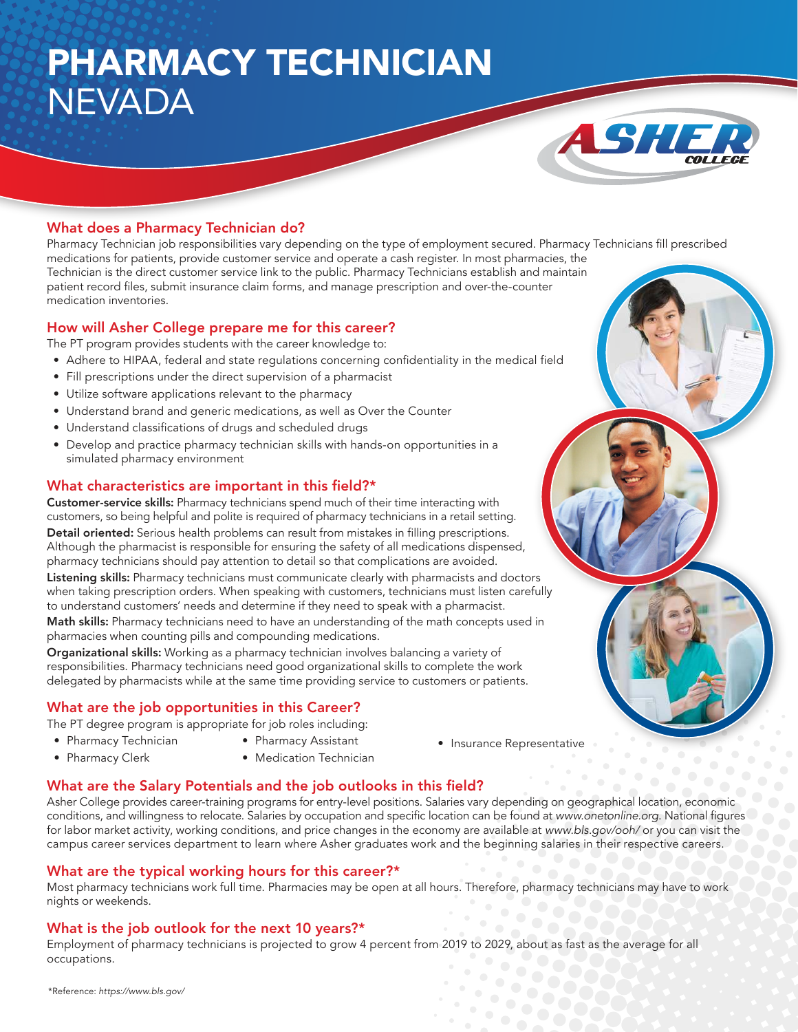# PHARMACY TECHNICIAN
## NEVADA

ASHER COLLEGE

### What does a Pharmacy Technician do?

Pharmacy Technician job responsibilities vary depending on the type of employment secured. Pharmacy Technicians fill prescribed medications for patients, provide customer service and operate a cash register. In most pharmacies, the Technician is the direct customer service link to the public. Pharmacy Technicians establish and maintain patient record files, submit insurance claim forms, and manage prescription and over-the-counter medication inventories.

### How will Asher College prepare me for this career?

The PT program provides students with the career knowledge to:

- Adhere to HIPAA, federal and state regulations concerning confidentiality in the medical field
- Fill prescriptions under the direct supervision of a pharmacist
- Utilize software applications relevant to the pharmacy
- Understand brand and generic medications, as well as Over the Counter
- Understand classifications of drugs and scheduled drugs
- Develop and practice pharmacy technician skills with hands-on opportunities in a simulated pharmacy environment

### What characteristics are important in this field?*

**Customer-service skills:** Pharmacy technicians spend much of their time interacting with customers, so being helpful and polite is required of pharmacy technicians in a retail setting.

**Detail oriented:** Serious health problems can result from mistakes in filling prescriptions. Although the pharmacist is responsible for ensuring the safety of all medications dispensed, pharmacy technicians should pay attention to detail so that complications are avoided.

**Listening skills:** Pharmacy technicians must communicate clearly with pharmacists and doctors when taking prescription orders. When speaking with customers, technicians must listen carefully to understand customers' needs and determine if they need to speak with a pharmacist.

**Math skills:** Pharmacy technicians need to have an understanding of the math concepts used in pharmacies when counting pills and compounding medications.

**Organizational skills:** Working as a pharmacy technician involves balancing a variety of responsibilities. Pharmacy technicians need good organizational skills to complete the work delegated by pharmacists while at the same time providing service to customers or patients.

### What are the job opportunities in this Career?

The PT degree program is appropriate for job roles including:

- Pharmacy Technician
- Pharmacy Clerk
- Pharmacy Assistant
- Medication Technician
- Insurance Representative

### What are the Salary Potentials and the job outlooks in this field?

Asher College provides career-training programs for entry-level positions. Salaries vary depending on geographical location, economic conditions, and willingness to relocate. Salaries by occupation and specific location can be found at *www.onetonline.org.* National figures for labor market activity, working conditions, and price changes in the economy are available at *www.bls.gov/ooh/* or you can visit the campus career services department to learn where Asher graduates work and the beginning salaries in their respective careers.

### What are the typical working hours for this career?*

Most pharmacy technicians work full time. Pharmacies may be open at all hours. Therefore, pharmacy technicians may have to work nights or weekends.

### What is the job outlook for the next 10 years?*

Employment of pharmacy technicians is projected to grow 4 percent from 2019 to 2029, about as fast as the average for all occupations.

*Reference: *https://www.bls.gov/*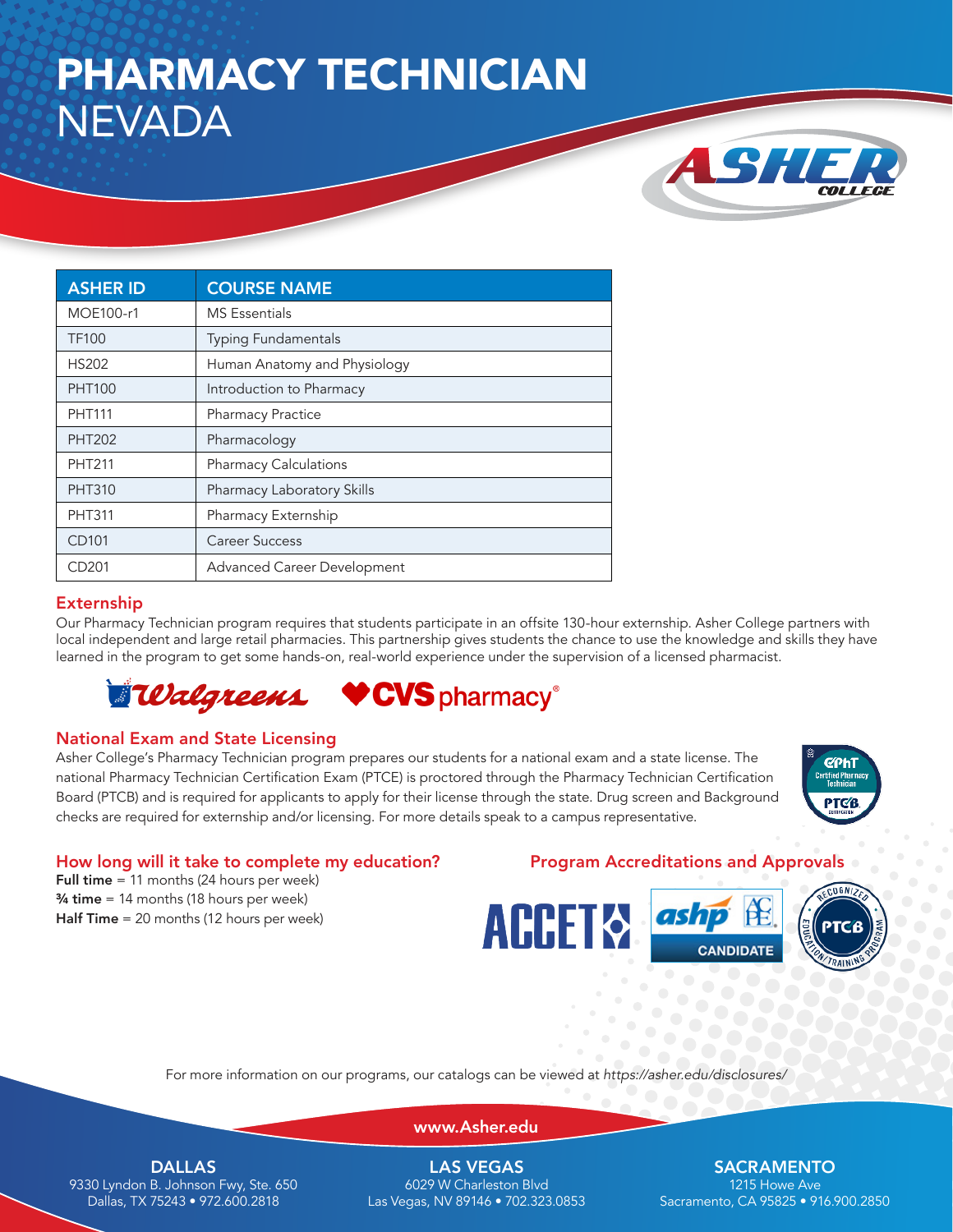# PHARMACY TECHNICIAN
## NEVADA

| ASHER ID | COURSE NAME |
|---|---|
| MOE100-r1 | MS Essentials |
| TF100 | Typing Fundamentals |
| HS202 | Human Anatomy and Physiology |
| PHT100 | Introduction to Pharmacy |
| PHT111 | Pharmacy Practice |
| PHT202 | Pharmacology |
| PHT211 | Pharmacy Calculations |
| PHT310 | Pharmacy Laboratory Skills |
| PHT311 | Pharmacy Externship |
| CD101 | Career Success |
| CD201 | Advanced Career Development |

### Externship

Our Pharmacy Technician program requires that students participate in an offsite 130-hour externship. Asher College partners with local independent and large retail pharmacies. This partnership gives students the chance to use the knowledge and skills they have learned in the program to get some hands-on, real-world experience under the supervision of a licensed pharmacist.

### National Exam and State Licensing

Asher College's Pharmacy Technician program prepares our students for a national exam and a state license. The national Pharmacy Technician Certification Exam (PTCE) is proctored through the Pharmacy Technician Certification Board (PTCB) and is required for applicants to apply for their license through the state. Drug screen and Background checks are required for externship and/or licensing. For more details speak to a campus representative.

### How long will it take to complete my education?

**Full time** = 11 months (24 hours per week)
**¾ time** = 14 months (18 hours per week)
**Half Time** = 20 months (12 hours per week)

### Program Accreditations and Approvals

For more information on our programs, our catalogs can be viewed at *https://asher.edu/disclosures/*

www.Asher.edu

**DALLAS**
9330 Lyndon B. Johnson Fwy, Ste. 650
Dallas, TX 75243 • 972.600.2818

**LAS VEGAS**
6029 W Charleston Blvd
Las Vegas, NV 89146 • 702.323.0853

**SACRAMENTO**
1215 Howe Ave
Sacramento, CA 95825 • 916.900.2850